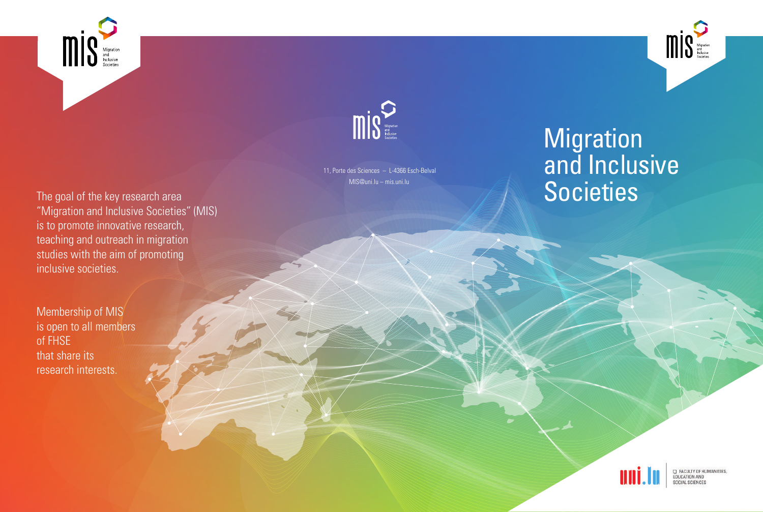mis Migration and Inclusive Societies

The goal of the key research area "Migration and Inclusive Societies" (MIS) is to promote innovative research, teaching and outreach in migration studies with the aim of promoting inclusive societies.

Membership of MIS is open to all members of FHSE that share its research interests.

mis Migration and Inclusive Societies

11, Porte des Sciences – L-4366 Esch-Belval
MIS@uni.lu – mis.uni.lu

mis Migration and Inclusive Societies

# Migration and Inclusive Societies

uni.lu FACULTY OF HUMANITIES, EDUCATION AND SOCIAL SCIENCES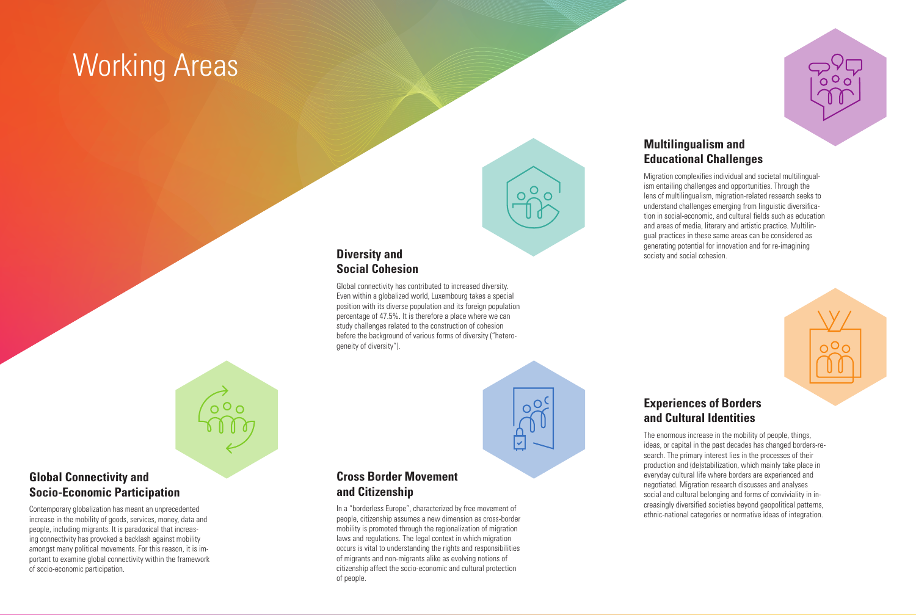# Working Areas

## Multilingualism and Educational Challenges

Migration complexifies individual and societal multilingualism entailing challenges and opportunities. Through the lens of multilingualism, migration-related research seeks to understand challenges emerging from linguistic diversification in social-economic, and cultural fields such as education and areas of media, literary and artistic practice. Multilingual practices in these same areas can be considered as generating potential for innovation and for re-imagining society and social cohesion.

## Diversity and Social Cohesion

Global connectivity has contributed to increased diversity. Even within a globalized world, Luxembourg takes a special position with its diverse population and its foreign population percentage of 47.5%. It is therefore a place where we can study challenges related to the construction of cohesion before the background of various forms of diversity ("heterogeneity of diversity").

## Experiences of Borders and Cultural Identities

The enormous increase in the mobility of people, things, ideas, or capital in the past decades has changed borders-research. The primary interest lies in the processes of their production and (de)stabilization, which mainly take place in everyday cultural life where borders are experienced and negotiated. Migration research discusses and analyses social and cultural belonging and forms of conviviality in increasingly diversified societies beyond geopolitical patterns, ethnic-national categories or normative ideas of integration.

## Global Connectivity and Socio-Economic Participation

Contemporary globalization has meant an unprecedented increase in the mobility of goods, services, money, data and people, including migrants. It is paradoxical that increasing connectivity has provoked a backlash against mobility amongst many political movements. For this reason, it is important to examine global connectivity within the framework of socio-economic participation.

## Cross Border Movement and Citizenship

In a "borderless Europe", characterized by free movement of people, citizenship assumes a new dimension as cross-border mobility is promoted through the regionalization of migration laws and regulations. The legal context in which migration occurs is vital to understanding the rights and responsibilities of migrants and non-migrants alike as evolving notions of citizenship affect the socio-economic and cultural protection of people.